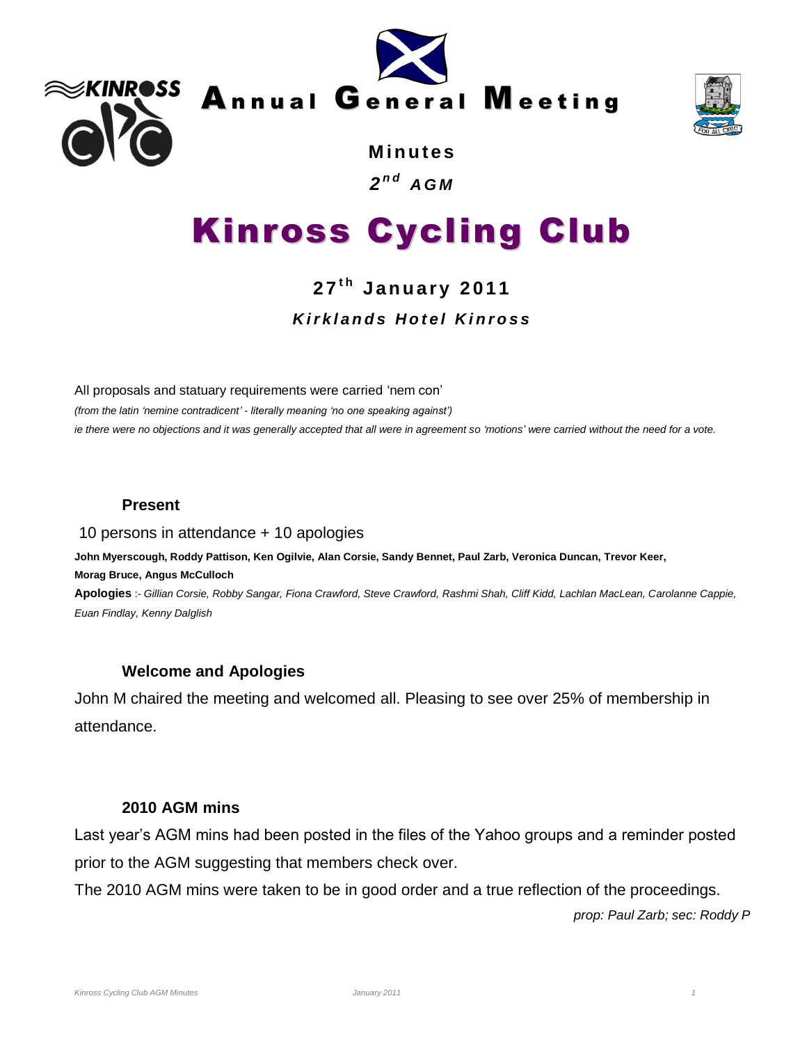# Annual General Meeting

**Minutes**

***2nd AGM***

# Kinross Cycling Club

**27th January 2011**

***Kirklands Hotel Kinross***

All proposals and statuary requirements were carried 'nem con'

*(from the latin 'nemine contradicent' - literally meaning 'no one speaking against')*

*ie there were no objections and it was generally accepted that all were in agreement so 'motions' were carried without the need for a vote.*

### Present

10 persons in attendance + 10 apologies

**John Myerscough, Roddy Pattison, Ken Ogilvie, Alan Corsie, Sandy Bennet, Paul Zarb, Veronica Duncan, Trevor Keer, Morag Bruce, Angus McCulloch**

**Apologies** :- *Gillian Corsie, Robby Sangar, Fiona Crawford, Steve Crawford, Rashmi Shah, Cliff Kidd, Lachlan MacLean, Carolanne Cappie, Euan Findlay, Kenny Dalglish*

### Welcome and Apologies

John M chaired the meeting and welcomed all. Pleasing to see over 25% of membership in attendance.

### 2010 AGM mins

Last year's AGM mins had been posted in the files of the Yahoo groups and a reminder posted prior to the AGM suggesting that members check over.

The 2010 AGM mins were taken to be in good order and a true reflection of the proceedings.

*prop: Paul Zarb; sec: Roddy P*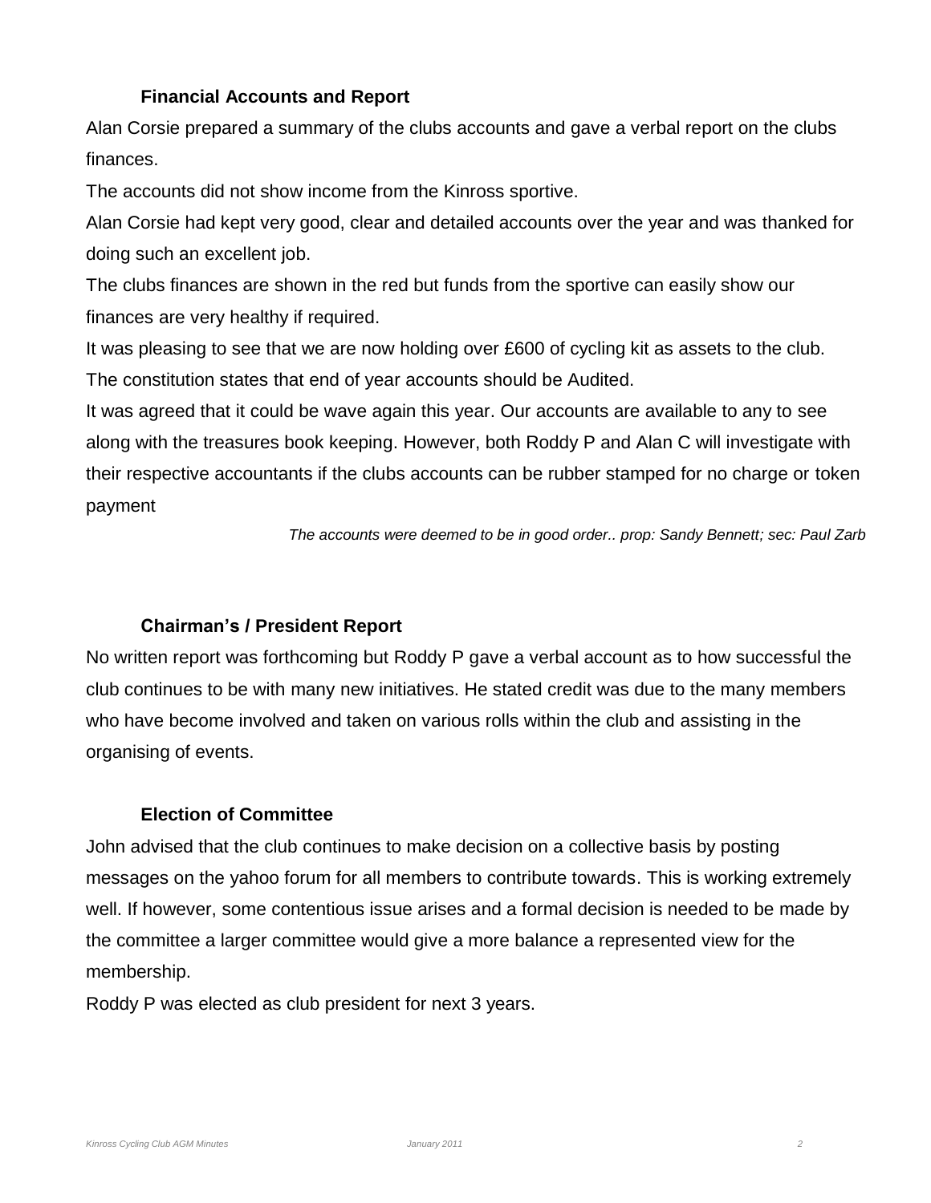### Financial Accounts and Report

Alan Corsie prepared a summary of the clubs accounts and gave a verbal report on the clubs finances.

The accounts did not show income from the Kinross sportive.

Alan Corsie had kept very good, clear and detailed accounts over the year and was thanked for doing such an excellent job.

The clubs finances are shown in the red but funds from the sportive can easily show our finances are very healthy if required.

It was pleasing to see that we are now holding over £600 of cycling kit as assets to the club.

The constitution states that end of year accounts should be Audited.

It was agreed that it could be wave again this year. Our accounts are available to any to see along with the treasures book keeping. However, both Roddy P and Alan C will investigate with their respective accountants if the clubs accounts can be rubber stamped for no charge or token payment

*The accounts were deemed to be in good order.. prop: Sandy Bennett; sec: Paul Zarb*

### Chairman's / President Report

No written report was forthcoming but Roddy P gave a verbal account as to how successful the club continues to be with many new initiatives. He stated credit was due to the many members who have become involved and taken on various rolls within the club and assisting in the organising of events.

### Election of Committee

John advised that the club continues to make decision on a collective basis by posting messages on the yahoo forum for all members to contribute towards. This is working extremely well. If however, some contentious issue arises and a formal decision is needed to be made by the committee a larger committee would give a more balance a represented view for the membership.

Roddy P was elected as club president for next 3 years.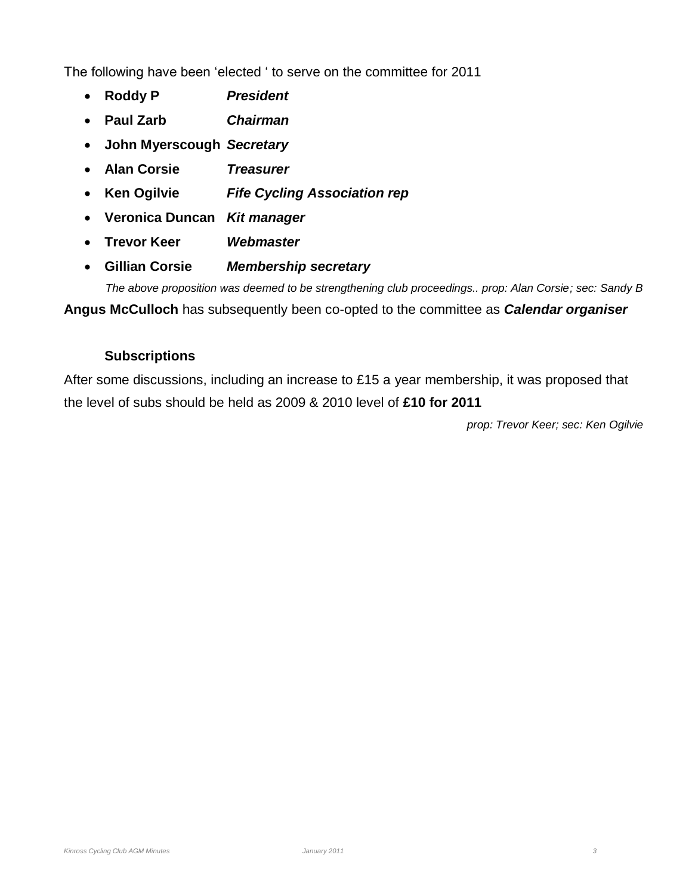The following have been 'elected ' to serve on the committee for 2011

- **Roddy P** ***President***
- **Paul Zarb** ***Chairman***
- **John Myerscough** ***Secretary***
- **Alan Corsie** ***Treasurer***
- **Ken Ogilvie** ***Fife Cycling Association rep***
- **Veronica Duncan** ***Kit manager***
- **Trevor Keer** ***Webmaster***
- **Gillian Corsie** ***Membership secretary***

*The above proposition was deemed to be strengthening club proceedings.. prop: Alan Corsie; sec: Sandy B*

**Angus McCulloch** has subsequently been co-opted to the committee as ***Calendar organiser***

### Subscriptions

After some discussions, including an increase to £15 a year membership, it was proposed that the level of subs should be held as 2009 & 2010 level of **£10 for 2011**

*prop: Trevor Keer; sec: Ken Ogilvie*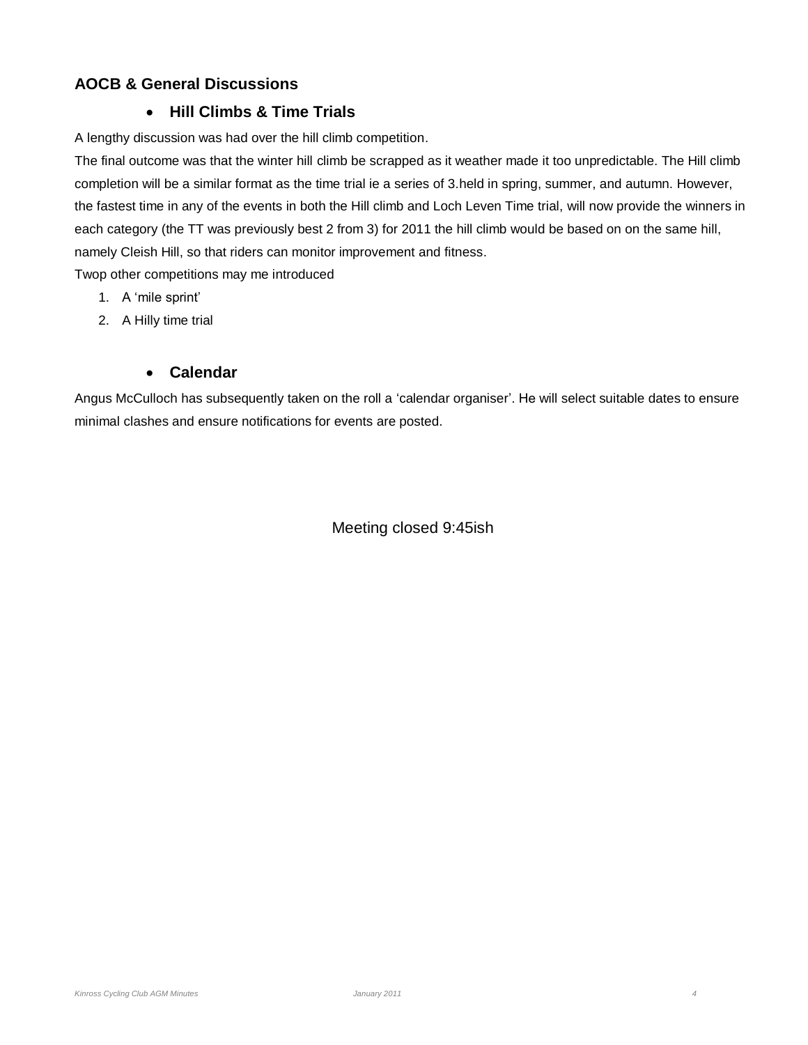## AOCB & General Discussions

- ### Hill Climbs & Time Trials

A lengthy discussion was had over the hill climb competition.

The final outcome was that the winter hill climb be scrapped as it weather made it too unpredictable. The Hill climb completion will be a similar format as the time trial ie a series of 3.held in spring, summer, and autumn. However, the fastest time in any of the events in both the Hill climb and Loch Leven Time trial, will now provide the winners in each category (the TT was previously best 2 from 3) for 2011 the hill climb would be based on on the same hill, namely Cleish Hill, so that riders can monitor improvement and fitness.

Twop other competitions may me introduced

1. A 'mile sprint'
2. A Hilly time trial

- ### Calendar

Angus McCulloch has subsequently taken on the roll a 'calendar organiser'. He will select suitable dates to ensure minimal clashes and ensure notifications for events are posted.

Meeting closed 9:45ish